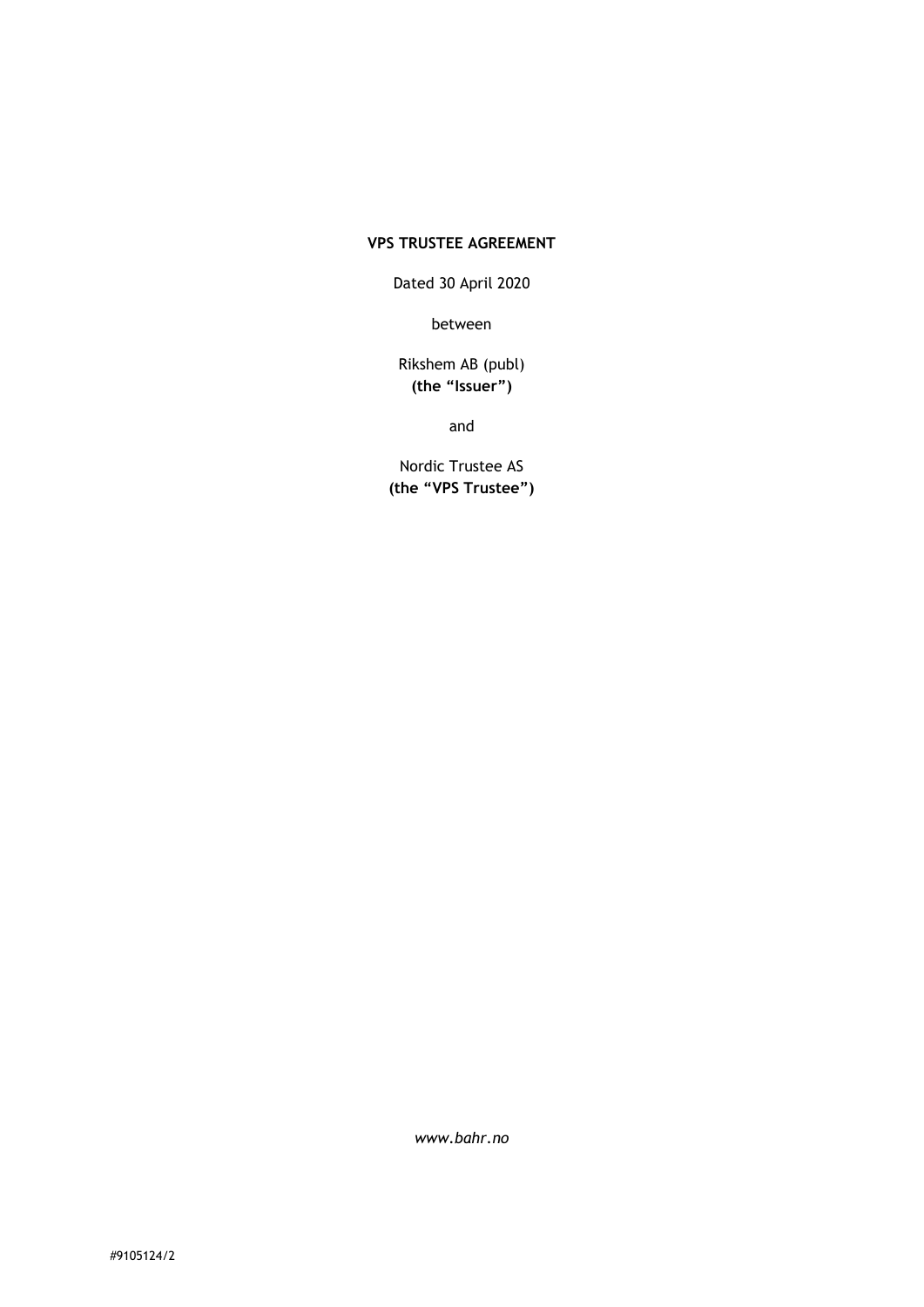**VPS TRUSTEE AGREEMENT**

Dated 30 April 2020

between

Rikshem AB (publ)
**(the "Issuer")**

and

Nordic Trustee AS
**(the "VPS Trustee")**

*www.bahr.no*

#9105124/2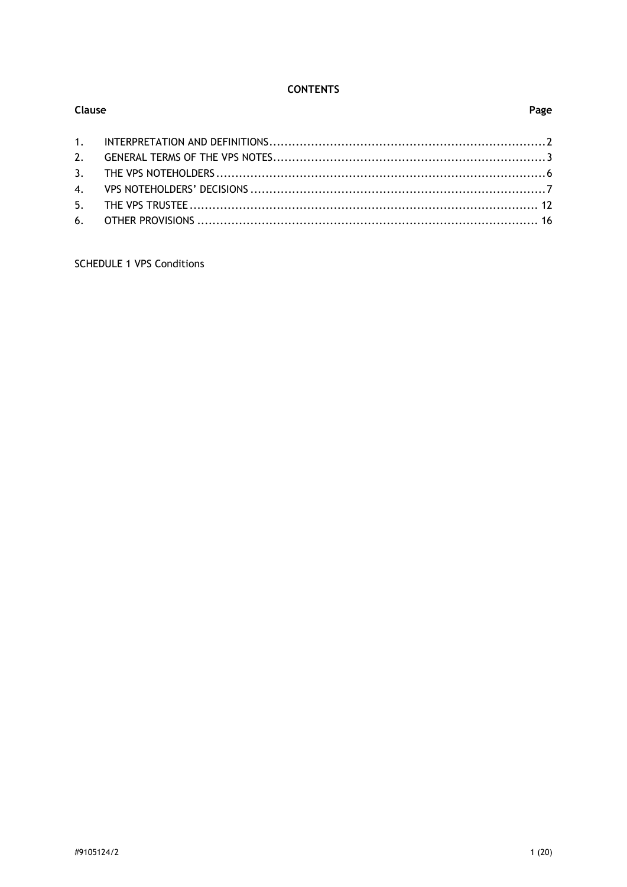**CONTENTS**

| Clause | | Page |
|---|---|---|
| 1. | INTERPRETATION AND DEFINITIONS | 2 |
| 2. | GENERAL TERMS OF THE VPS NOTES | 3 |
| 3. | THE VPS NOTEHOLDERS | 6 |
| 4. | VPS NOTEHOLDERS' DECISIONS | 7 |
| 5. | THE VPS TRUSTEE | 12 |
| 6. | OTHER PROVISIONS | 16 |

SCHEDULE 1 VPS Conditions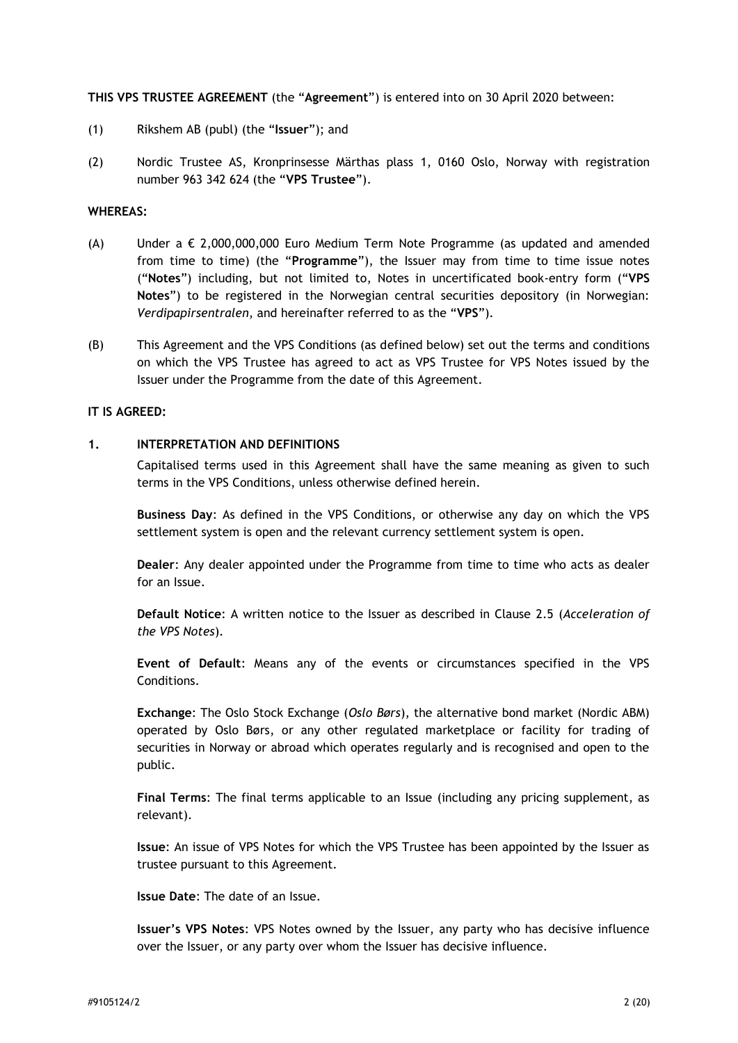**THIS VPS TRUSTEE AGREEMENT** (the "**Agreement**") is entered into on 30 April 2020 between:

(1) Rikshem AB (publ) (the "**Issuer**"); and

(2) Nordic Trustee AS, Kronprinsesse Märthas plass 1, 0160 Oslo, Norway with registration number 963 342 624 (the "**VPS Trustee**").

**WHEREAS:**

(A) Under a € 2,000,000,000 Euro Medium Term Note Programme (as updated and amended from time to time) (the "**Programme**"), the Issuer may from time to time issue notes ("**Notes**") including, but not limited to, Notes in uncertificated book-entry form ("**VPS Notes**") to be registered in the Norwegian central securities depository (in Norwegian: *Verdipapirsentralen*, and hereinafter referred to as the "**VPS**").

(B) This Agreement and the VPS Conditions (as defined below) set out the terms and conditions on which the VPS Trustee has agreed to act as VPS Trustee for VPS Notes issued by the Issuer under the Programme from the date of this Agreement.

**IT IS AGREED:**

## 1. INTERPRETATION AND DEFINITIONS

Capitalised terms used in this Agreement shall have the same meaning as given to such terms in the VPS Conditions, unless otherwise defined herein.

**Business Day**: As defined in the VPS Conditions, or otherwise any day on which the VPS settlement system is open and the relevant currency settlement system is open.

**Dealer**: Any dealer appointed under the Programme from time to time who acts as dealer for an Issue.

**Default Notice**: A written notice to the Issuer as described in Clause 2.5 (*Acceleration of the VPS Notes*).

**Event of Default**: Means any of the events or circumstances specified in the VPS Conditions.

**Exchange**: The Oslo Stock Exchange (*Oslo Børs*), the alternative bond market (Nordic ABM) operated by Oslo Børs, or any other regulated marketplace or facility for trading of securities in Norway or abroad which operates regularly and is recognised and open to the public.

**Final Terms**: The final terms applicable to an Issue (including any pricing supplement, as relevant).

**Issue**: An issue of VPS Notes for which the VPS Trustee has been appointed by the Issuer as trustee pursuant to this Agreement.

**Issue Date**: The date of an Issue.

**Issuer's VPS Notes**: VPS Notes owned by the Issuer, any party who has decisive influence over the Issuer, or any party over whom the Issuer has decisive influence.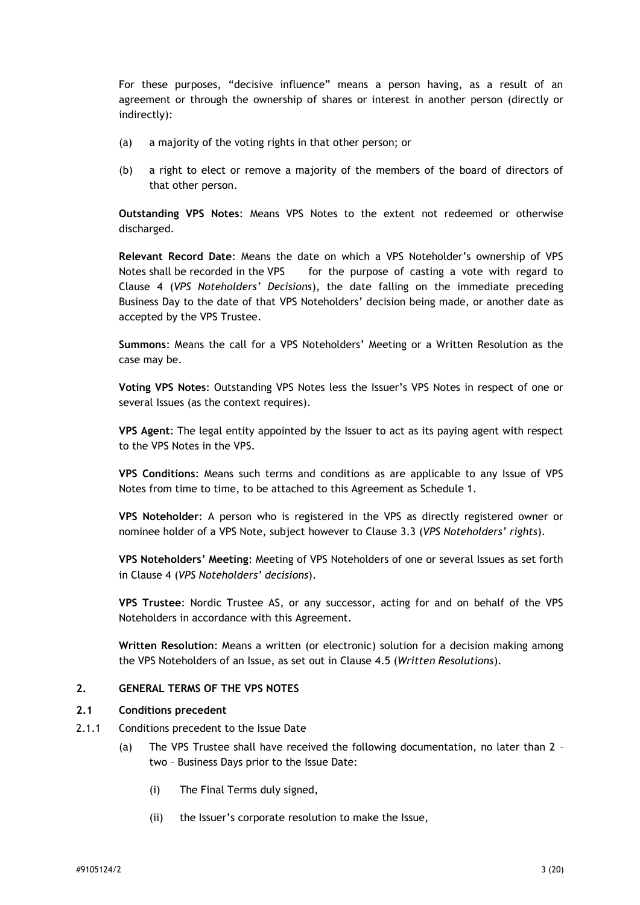For these purposes, "decisive influence" means a person having, as a result of an agreement or through the ownership of shares or interest in another person (directly or indirectly):

(a) a majority of the voting rights in that other person; or

(b) a right to elect or remove a majority of the members of the board of directors of that other person.

**Outstanding VPS Notes**: Means VPS Notes to the extent not redeemed or otherwise discharged.

**Relevant Record Date**: Means the date on which a VPS Noteholder's ownership of VPS Notes shall be recorded in the VPS for the purpose of casting a vote with regard to Clause 4 (*VPS Noteholders' Decisions*), the date falling on the immediate preceding Business Day to the date of that VPS Noteholders' decision being made, or another date as accepted by the VPS Trustee.

**Summons**: Means the call for a VPS Noteholders' Meeting or a Written Resolution as the case may be.

**Voting VPS Notes**: Outstanding VPS Notes less the Issuer's VPS Notes in respect of one or several Issues (as the context requires).

**VPS Agent**: The legal entity appointed by the Issuer to act as its paying agent with respect to the VPS Notes in the VPS.

**VPS Conditions**: Means such terms and conditions as are applicable to any Issue of VPS Notes from time to time, to be attached to this Agreement as Schedule 1.

**VPS Noteholder**: A person who is registered in the VPS as directly registered owner or nominee holder of a VPS Note, subject however to Clause 3.3 (*VPS Noteholders' rights*).

**VPS Noteholders' Meeting**: Meeting of VPS Noteholders of one or several Issues as set forth in Clause 4 (*VPS Noteholders' decisions*).

**VPS Trustee**: Nordic Trustee AS, or any successor, acting for and on behalf of the VPS Noteholders in accordance with this Agreement.

**Written Resolution**: Means a written (or electronic) solution for a decision making among the VPS Noteholders of an Issue, as set out in Clause 4.5 (*Written Resolutions*).

## 2. GENERAL TERMS OF THE VPS NOTES

### 2.1 Conditions precedent

2.1.1 Conditions precedent to the Issue Date

(a) The VPS Trustee shall have received the following documentation, no later than 2 – two – Business Days prior to the Issue Date:

(i) The Final Terms duly signed,

(ii) the Issuer's corporate resolution to make the Issue,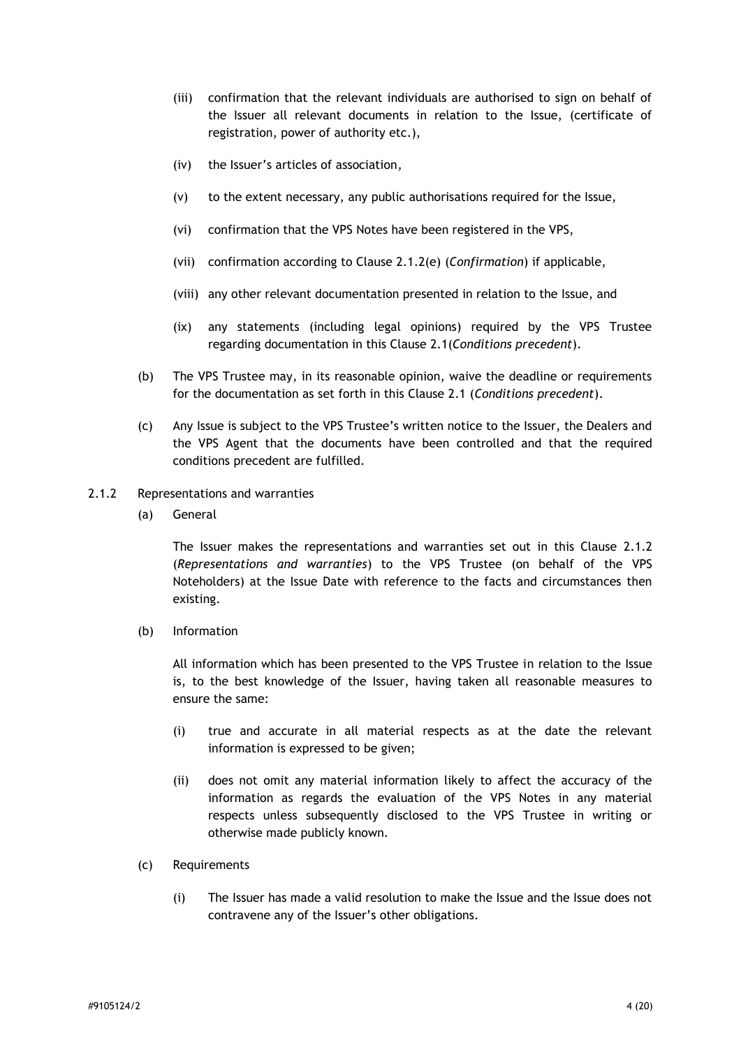(iii) confirmation that the relevant individuals are authorised to sign on behalf of the Issuer all relevant documents in relation to the Issue, (certificate of registration, power of authority etc.),

(iv) the Issuer's articles of association,

(v) to the extent necessary, any public authorisations required for the Issue,

(vi) confirmation that the VPS Notes have been registered in the VPS,

(vii) confirmation according to Clause 2.1.2(e) (*Confirmation*) if applicable,

(viii) any other relevant documentation presented in relation to the Issue, and

(ix) any statements (including legal opinions) required by the VPS Trustee regarding documentation in this Clause 2.1(*Conditions precedent*).

(b) The VPS Trustee may, in its reasonable opinion, waive the deadline or requirements for the documentation as set forth in this Clause 2.1 (*Conditions precedent*).

(c) Any Issue is subject to the VPS Trustee's written notice to the Issuer, the Dealers and the VPS Agent that the documents have been controlled and that the required conditions precedent are fulfilled.

2.1.2 Representations and warranties

(a) General

The Issuer makes the representations and warranties set out in this Clause 2.1.2 (*Representations and warranties*) to the VPS Trustee (on behalf of the VPS Noteholders) at the Issue Date with reference to the facts and circumstances then existing.

(b) Information

All information which has been presented to the VPS Trustee in relation to the Issue is, to the best knowledge of the Issuer, having taken all reasonable measures to ensure the same:

(i) true and accurate in all material respects as at the date the relevant information is expressed to be given;

(ii) does not omit any material information likely to affect the accuracy of the information as regards the evaluation of the VPS Notes in any material respects unless subsequently disclosed to the VPS Trustee in writing or otherwise made publicly known.

(c) Requirements

(i) The Issuer has made a valid resolution to make the Issue and the Issue does not contravene any of the Issuer's other obligations.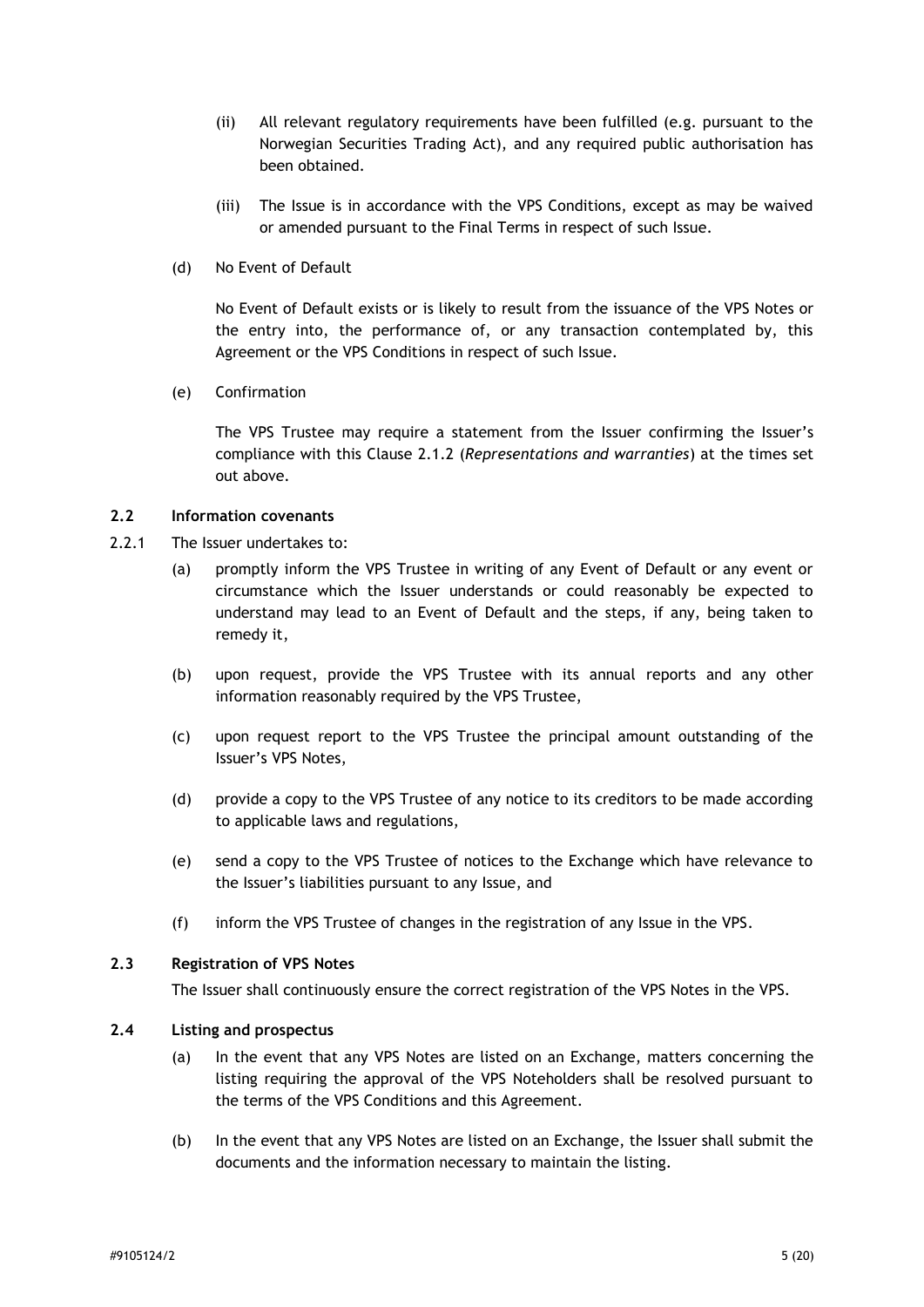(ii) All relevant regulatory requirements have been fulfilled (e.g. pursuant to the Norwegian Securities Trading Act), and any required public authorisation has been obtained.

(iii) The Issue is in accordance with the VPS Conditions, except as may be waived or amended pursuant to the Final Terms in respect of such Issue.

(d) No Event of Default

No Event of Default exists or is likely to result from the issuance of the VPS Notes or the entry into, the performance of, or any transaction contemplated by, this Agreement or the VPS Conditions in respect of such Issue.

(e) Confirmation

The VPS Trustee may require a statement from the Issuer confirming the Issuer's compliance with this Clause 2.1.2 (*Representations and warranties*) at the times set out above.

### 2.2 Information covenants

2.2.1 The Issuer undertakes to:

(a) promptly inform the VPS Trustee in writing of any Event of Default or any event or circumstance which the Issuer understands or could reasonably be expected to understand may lead to an Event of Default and the steps, if any, being taken to remedy it,

(b) upon request, provide the VPS Trustee with its annual reports and any other information reasonably required by the VPS Trustee,

(c) upon request report to the VPS Trustee the principal amount outstanding of the Issuer's VPS Notes,

(d) provide a copy to the VPS Trustee of any notice to its creditors to be made according to applicable laws and regulations,

(e) send a copy to the VPS Trustee of notices to the Exchange which have relevance to the Issuer's liabilities pursuant to any Issue, and

(f) inform the VPS Trustee of changes in the registration of any Issue in the VPS.

### 2.3 Registration of VPS Notes

The Issuer shall continuously ensure the correct registration of the VPS Notes in the VPS.

### 2.4 Listing and prospectus

(a) In the event that any VPS Notes are listed on an Exchange, matters concerning the listing requiring the approval of the VPS Noteholders shall be resolved pursuant to the terms of the VPS Conditions and this Agreement.

(b) In the event that any VPS Notes are listed on an Exchange, the Issuer shall submit the documents and the information necessary to maintain the listing.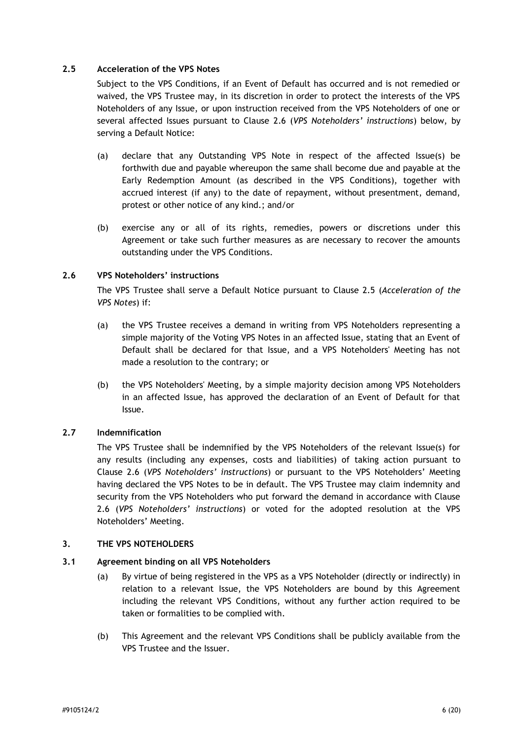### 2.5 Acceleration of the VPS Notes

Subject to the VPS Conditions, if an Event of Default has occurred and is not remedied or waived, the VPS Trustee may, in its discretion in order to protect the interests of the VPS Noteholders of any Issue, or upon instruction received from the VPS Noteholders of one or several affected Issues pursuant to Clause 2.6 (*VPS Noteholders' instructions*) below, by serving a Default Notice:

(a) declare that any Outstanding VPS Note in respect of the affected Issue(s) be forthwith due and payable whereupon the same shall become due and payable at the Early Redemption Amount (as described in the VPS Conditions), together with accrued interest (if any) to the date of repayment, without presentment, demand, protest or other notice of any kind.; and/or

(b) exercise any or all of its rights, remedies, powers or discretions under this Agreement or take such further measures as are necessary to recover the amounts outstanding under the VPS Conditions.

### 2.6 VPS Noteholders' instructions

The VPS Trustee shall serve a Default Notice pursuant to Clause 2.5 (*Acceleration of the VPS Notes*) if:

(a) the VPS Trustee receives a demand in writing from VPS Noteholders representing a simple majority of the Voting VPS Notes in an affected Issue, stating that an Event of Default shall be declared for that Issue, and a VPS Noteholders' Meeting has not made a resolution to the contrary; or

(b) the VPS Noteholders' Meeting, by a simple majority decision among VPS Noteholders in an affected Issue, has approved the declaration of an Event of Default for that Issue.

### 2.7 Indemnification

The VPS Trustee shall be indemnified by the VPS Noteholders of the relevant Issue(s) for any results (including any expenses, costs and liabilities) of taking action pursuant to Clause 2.6 (*VPS Noteholders' instructions*) or pursuant to the VPS Noteholders' Meeting having declared the VPS Notes to be in default. The VPS Trustee may claim indemnity and security from the VPS Noteholders who put forward the demand in accordance with Clause 2.6 (*VPS Noteholders' instructions*) or voted for the adopted resolution at the VPS Noteholders' Meeting.

## 3. THE VPS NOTEHOLDERS

### 3.1 Agreement binding on all VPS Noteholders

(a) By virtue of being registered in the VPS as a VPS Noteholder (directly or indirectly) in relation to a relevant Issue, the VPS Noteholders are bound by this Agreement including the relevant VPS Conditions, without any further action required to be taken or formalities to be complied with.

(b) This Agreement and the relevant VPS Conditions shall be publicly available from the VPS Trustee and the Issuer.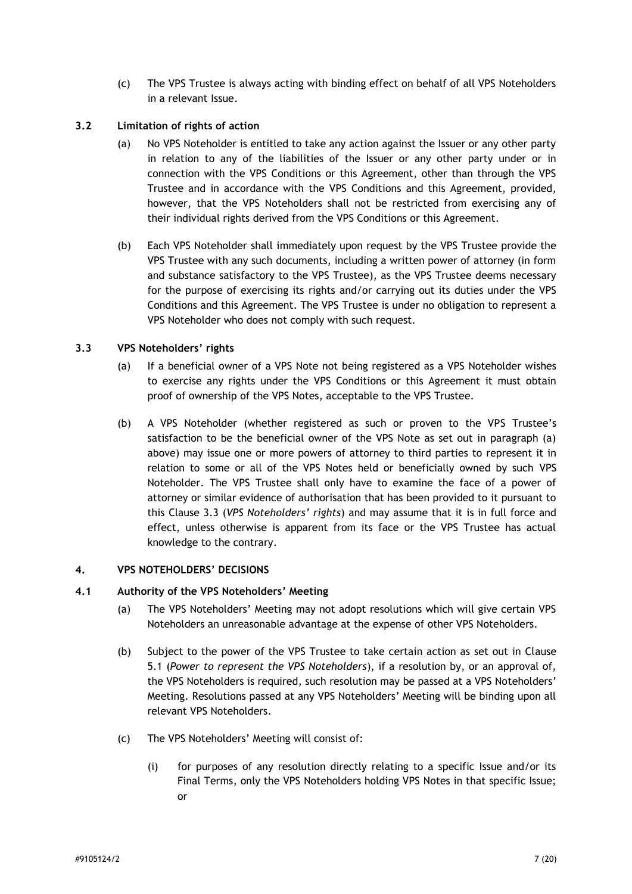(c) The VPS Trustee is always acting with binding effect on behalf of all VPS Noteholders in a relevant Issue.

### 3.2 Limitation of rights of action

(a) No VPS Noteholder is entitled to take any action against the Issuer or any other party in relation to any of the liabilities of the Issuer or any other party under or in connection with the VPS Conditions or this Agreement, other than through the VPS Trustee and in accordance with the VPS Conditions and this Agreement, provided, however, that the VPS Noteholders shall not be restricted from exercising any of their individual rights derived from the VPS Conditions or this Agreement.

(b) Each VPS Noteholder shall immediately upon request by the VPS Trustee provide the VPS Trustee with any such documents, including a written power of attorney (in form and substance satisfactory to the VPS Trustee), as the VPS Trustee deems necessary for the purpose of exercising its rights and/or carrying out its duties under the VPS Conditions and this Agreement. The VPS Trustee is under no obligation to represent a VPS Noteholder who does not comply with such request.

### 3.3 VPS Noteholders' rights

(a) If a beneficial owner of a VPS Note not being registered as a VPS Noteholder wishes to exercise any rights under the VPS Conditions or this Agreement it must obtain proof of ownership of the VPS Notes, acceptable to the VPS Trustee.

(b) A VPS Noteholder (whether registered as such or proven to the VPS Trustee's satisfaction to be the beneficial owner of the VPS Note as set out in paragraph (a) above) may issue one or more powers of attorney to third parties to represent it in relation to some or all of the VPS Notes held or beneficially owned by such VPS Noteholder. The VPS Trustee shall only have to examine the face of a power of attorney or similar evidence of authorisation that has been provided to it pursuant to this Clause 3.3 (*VPS Noteholders' rights*) and may assume that it is in full force and effect, unless otherwise is apparent from its face or the VPS Trustee has actual knowledge to the contrary.

## 4. VPS NOTEHOLDERS' DECISIONS

### 4.1 Authority of the VPS Noteholders' Meeting

(a) The VPS Noteholders' Meeting may not adopt resolutions which will give certain VPS Noteholders an unreasonable advantage at the expense of other VPS Noteholders.

(b) Subject to the power of the VPS Trustee to take certain action as set out in Clause 5.1 (*Power to represent the VPS Noteholders*), if a resolution by, or an approval of, the VPS Noteholders is required, such resolution may be passed at a VPS Noteholders' Meeting. Resolutions passed at any VPS Noteholders' Meeting will be binding upon all relevant VPS Noteholders.

(c) The VPS Noteholders' Meeting will consist of:

(i) for purposes of any resolution directly relating to a specific Issue and/or its Final Terms, only the VPS Noteholders holding VPS Notes in that specific Issue; or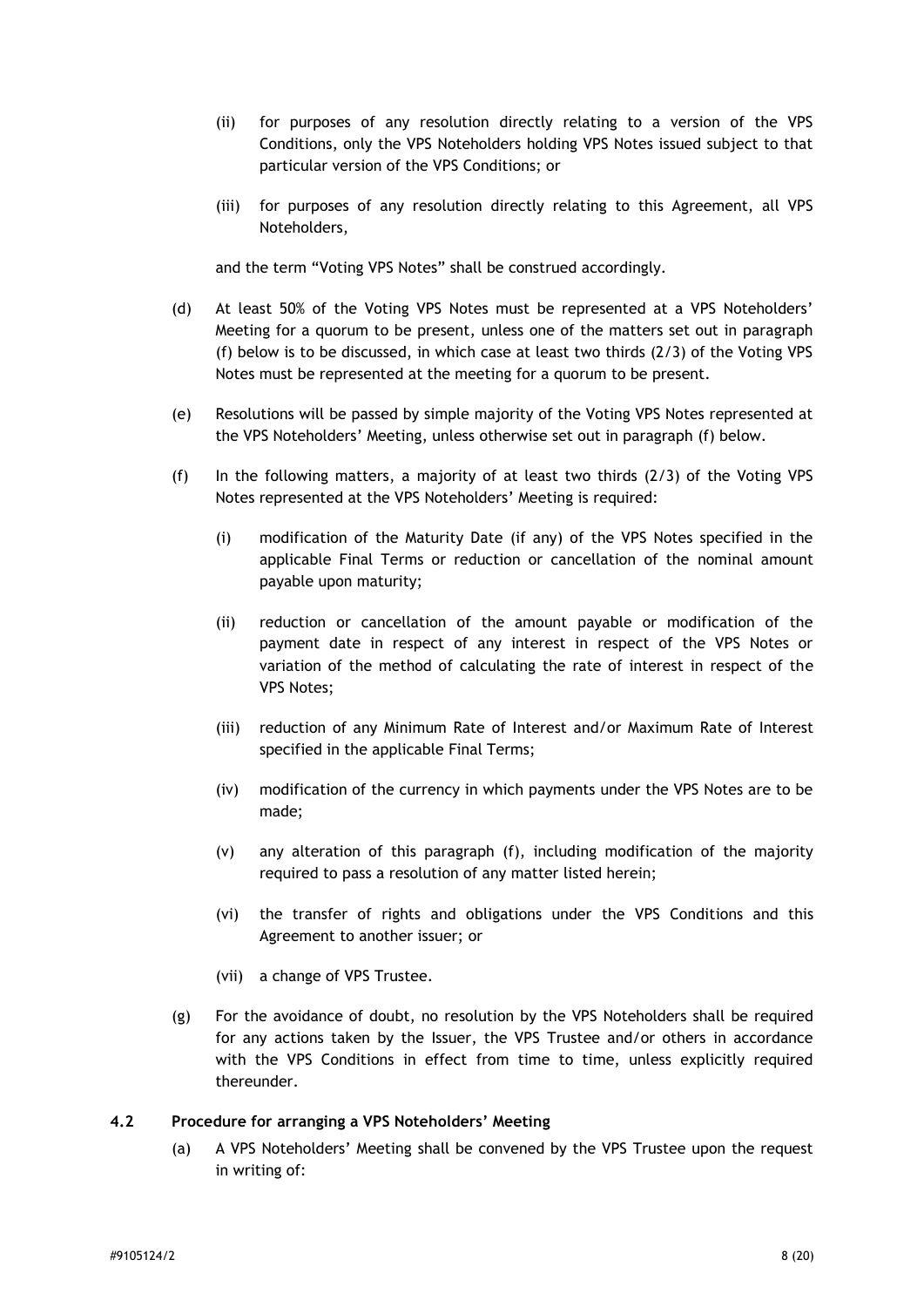(ii) for purposes of any resolution directly relating to a version of the VPS Conditions, only the VPS Noteholders holding VPS Notes issued subject to that particular version of the VPS Conditions; or

(iii) for purposes of any resolution directly relating to this Agreement, all VPS Noteholders,

and the term "Voting VPS Notes" shall be construed accordingly.

(d) At least 50% of the Voting VPS Notes must be represented at a VPS Noteholders' Meeting for a quorum to be present, unless one of the matters set out in paragraph (f) below is to be discussed, in which case at least two thirds (2/3) of the Voting VPS Notes must be represented at the meeting for a quorum to be present.

(e) Resolutions will be passed by simple majority of the Voting VPS Notes represented at the VPS Noteholders' Meeting, unless otherwise set out in paragraph (f) below.

(f) In the following matters, a majority of at least two thirds (2/3) of the Voting VPS Notes represented at the VPS Noteholders' Meeting is required:

(i) modification of the Maturity Date (if any) of the VPS Notes specified in the applicable Final Terms or reduction or cancellation of the nominal amount payable upon maturity;

(ii) reduction or cancellation of the amount payable or modification of the payment date in respect of any interest in respect of the VPS Notes or variation of the method of calculating the rate of interest in respect of the VPS Notes;

(iii) reduction of any Minimum Rate of Interest and/or Maximum Rate of Interest specified in the applicable Final Terms;

(iv) modification of the currency in which payments under the VPS Notes are to be made;

(v) any alteration of this paragraph (f), including modification of the majority required to pass a resolution of any matter listed herein;

(vi) the transfer of rights and obligations under the VPS Conditions and this Agreement to another issuer; or

(vii) a change of VPS Trustee.

(g) For the avoidance of doubt, no resolution by the VPS Noteholders shall be required for any actions taken by the Issuer, the VPS Trustee and/or others in accordance with the VPS Conditions in effect from time to time, unless explicitly required thereunder.

**4.2 Procedure for arranging a VPS Noteholders' Meeting**

(a) A VPS Noteholders' Meeting shall be convened by the VPS Trustee upon the request in writing of: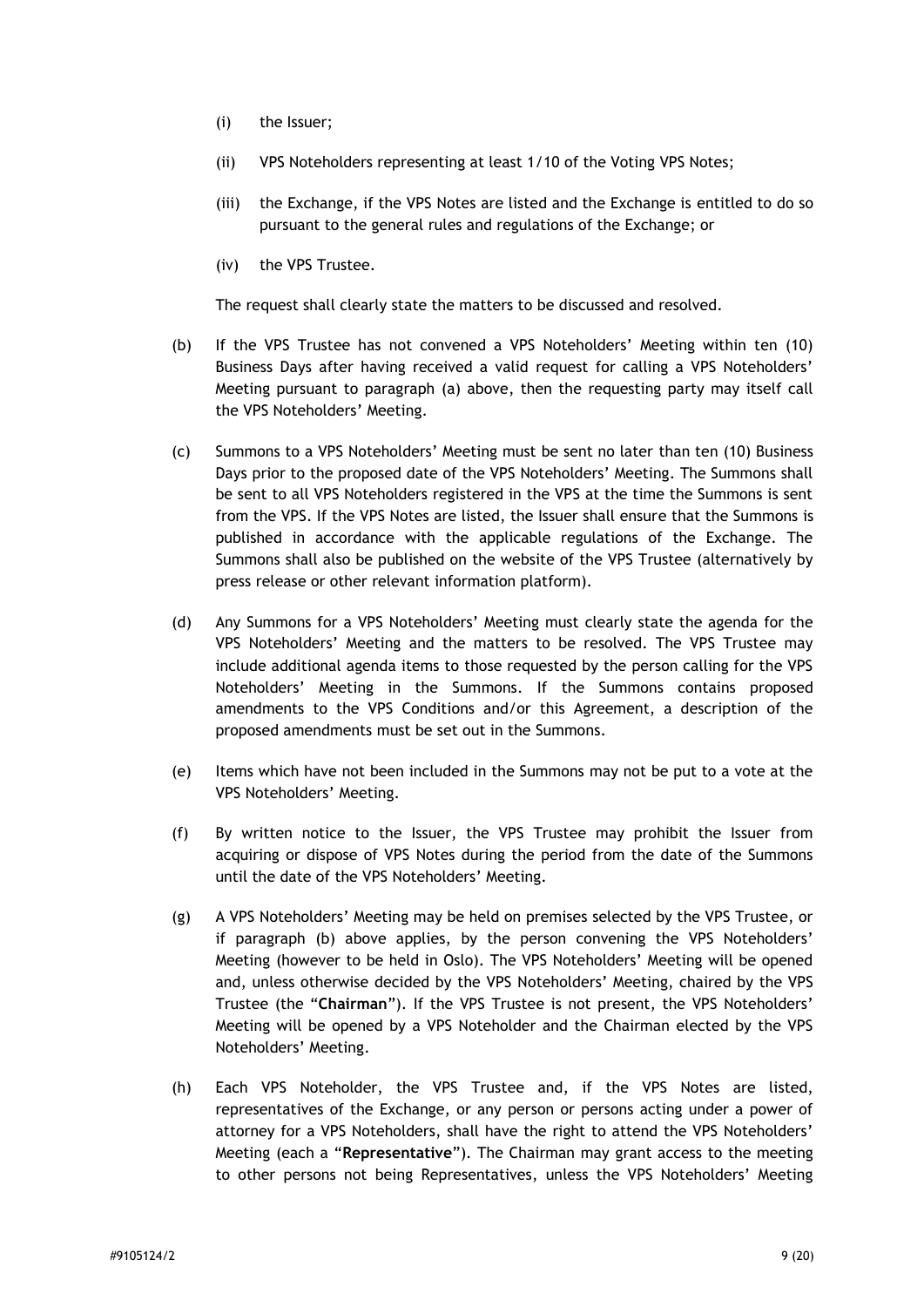(i) the Issuer;

(ii) VPS Noteholders representing at least 1/10 of the Voting VPS Notes;

(iii) the Exchange, if the VPS Notes are listed and the Exchange is entitled to do so pursuant to the general rules and regulations of the Exchange; or

(iv) the VPS Trustee.

The request shall clearly state the matters to be discussed and resolved.

(b) If the VPS Trustee has not convened a VPS Noteholders' Meeting within ten (10) Business Days after having received a valid request for calling a VPS Noteholders' Meeting pursuant to paragraph (a) above, then the requesting party may itself call the VPS Noteholders' Meeting.

(c) Summons to a VPS Noteholders' Meeting must be sent no later than ten (10) Business Days prior to the proposed date of the VPS Noteholders' Meeting. The Summons shall be sent to all VPS Noteholders registered in the VPS at the time the Summons is sent from the VPS. If the VPS Notes are listed, the Issuer shall ensure that the Summons is published in accordance with the applicable regulations of the Exchange. The Summons shall also be published on the website of the VPS Trustee (alternatively by press release or other relevant information platform).

(d) Any Summons for a VPS Noteholders' Meeting must clearly state the agenda for the VPS Noteholders' Meeting and the matters to be resolved. The VPS Trustee may include additional agenda items to those requested by the person calling for the VPS Noteholders' Meeting in the Summons. If the Summons contains proposed amendments to the VPS Conditions and/or this Agreement, a description of the proposed amendments must be set out in the Summons.

(e) Items which have not been included in the Summons may not be put to a vote at the VPS Noteholders' Meeting.

(f) By written notice to the Issuer, the VPS Trustee may prohibit the Issuer from acquiring or dispose of VPS Notes during the period from the date of the Summons until the date of the VPS Noteholders' Meeting.

(g) A VPS Noteholders' Meeting may be held on premises selected by the VPS Trustee, or if paragraph (b) above applies, by the person convening the VPS Noteholders' Meeting (however to be held in Oslo). The VPS Noteholders' Meeting will be opened and, unless otherwise decided by the VPS Noteholders' Meeting, chaired by the VPS Trustee (the "**Chairman**"). If the VPS Trustee is not present, the VPS Noteholders' Meeting will be opened by a VPS Noteholder and the Chairman elected by the VPS Noteholders' Meeting.

(h) Each VPS Noteholder, the VPS Trustee and, if the VPS Notes are listed, representatives of the Exchange, or any person or persons acting under a power of attorney for a VPS Noteholders, shall have the right to attend the VPS Noteholders' Meeting (each a "**Representative**"). The Chairman may grant access to the meeting to other persons not being Representatives, unless the VPS Noteholders' Meeting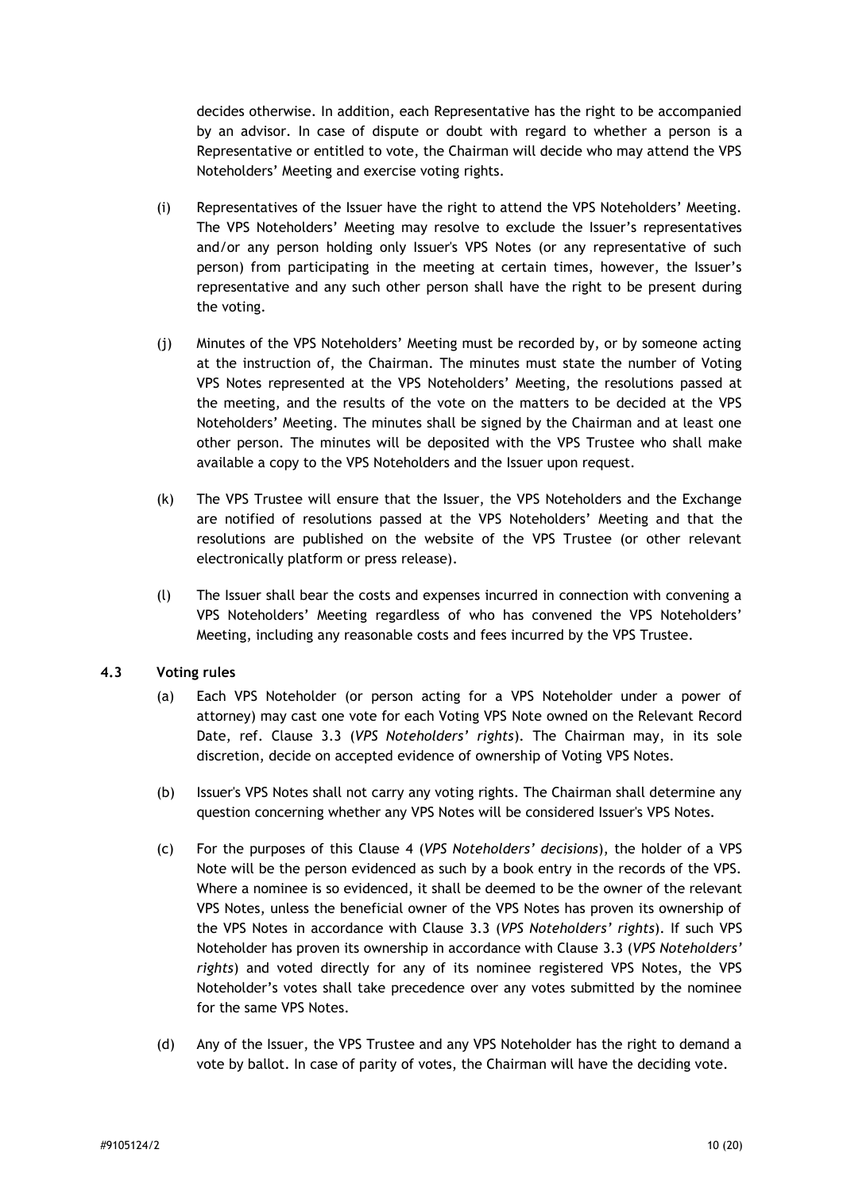decides otherwise. In addition, each Representative has the right to be accompanied by an advisor. In case of dispute or doubt with regard to whether a person is a Representative or entitled to vote, the Chairman will decide who may attend the VPS Noteholders' Meeting and exercise voting rights.

(i) Representatives of the Issuer have the right to attend the VPS Noteholders' Meeting. The VPS Noteholders' Meeting may resolve to exclude the Issuer's representatives and/or any person holding only Issuer's VPS Notes (or any representative of such person) from participating in the meeting at certain times, however, the Issuer's representative and any such other person shall have the right to be present during the voting.

(j) Minutes of the VPS Noteholders' Meeting must be recorded by, or by someone acting at the instruction of, the Chairman. The minutes must state the number of Voting VPS Notes represented at the VPS Noteholders' Meeting, the resolutions passed at the meeting, and the results of the vote on the matters to be decided at the VPS Noteholders' Meeting. The minutes shall be signed by the Chairman and at least one other person. The minutes will be deposited with the VPS Trustee who shall make available a copy to the VPS Noteholders and the Issuer upon request.

(k) The VPS Trustee will ensure that the Issuer, the VPS Noteholders and the Exchange are notified of resolutions passed at the VPS Noteholders' Meeting and that the resolutions are published on the website of the VPS Trustee (or other relevant electronically platform or press release).

(l) The Issuer shall bear the costs and expenses incurred in connection with convening a VPS Noteholders' Meeting regardless of who has convened the VPS Noteholders' Meeting, including any reasonable costs and fees incurred by the VPS Trustee.

### 4.3 Voting rules

(a) Each VPS Noteholder (or person acting for a VPS Noteholder under a power of attorney) may cast one vote for each Voting VPS Note owned on the Relevant Record Date, ref. Clause 3.3 (*VPS Noteholders' rights*). The Chairman may, in its sole discretion, decide on accepted evidence of ownership of Voting VPS Notes.

(b) Issuer's VPS Notes shall not carry any voting rights. The Chairman shall determine any question concerning whether any VPS Notes will be considered Issuer's VPS Notes.

(c) For the purposes of this Clause 4 (*VPS Noteholders' decisions*), the holder of a VPS Note will be the person evidenced as such by a book entry in the records of the VPS. Where a nominee is so evidenced, it shall be deemed to be the owner of the relevant VPS Notes, unless the beneficial owner of the VPS Notes has proven its ownership of the VPS Notes in accordance with Clause 3.3 (*VPS Noteholders' rights*). If such VPS Noteholder has proven its ownership in accordance with Clause 3.3 (*VPS Noteholders' rights*) and voted directly for any of its nominee registered VPS Notes, the VPS Noteholder's votes shall take precedence over any votes submitted by the nominee for the same VPS Notes.

(d) Any of the Issuer, the VPS Trustee and any VPS Noteholder has the right to demand a vote by ballot. In case of parity of votes, the Chairman will have the deciding vote.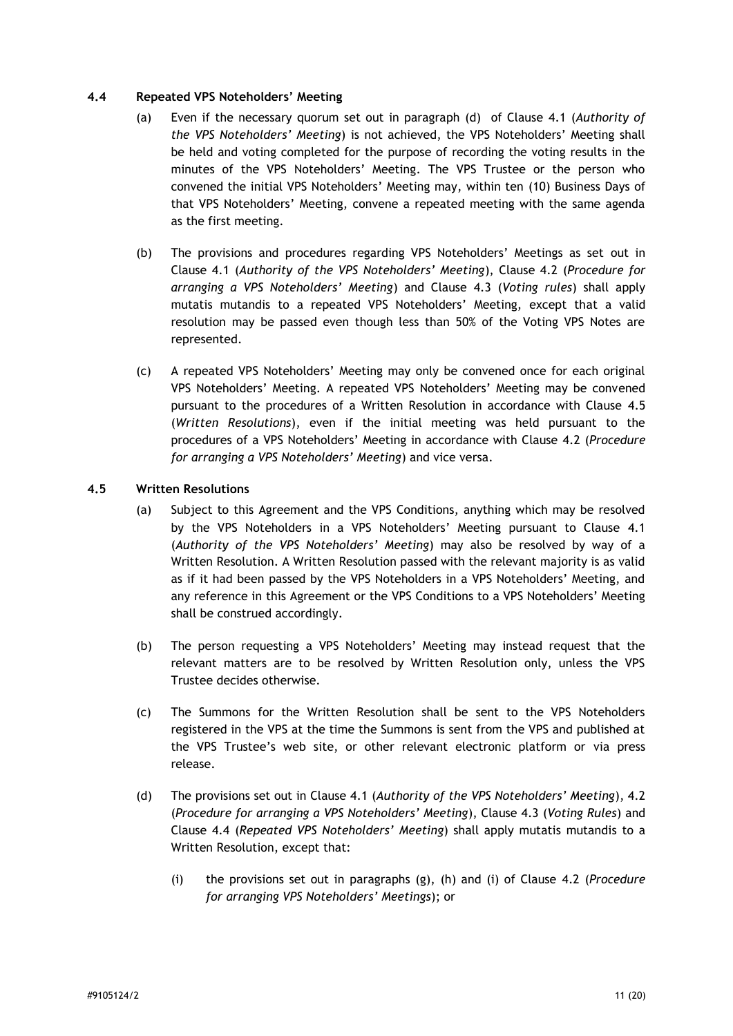### 4.4 Repeated VPS Noteholders' Meeting

(a) Even if the necessary quorum set out in paragraph (d) of Clause 4.1 (*Authority of the VPS Noteholders' Meeting*) is not achieved, the VPS Noteholders' Meeting shall be held and voting completed for the purpose of recording the voting results in the minutes of the VPS Noteholders' Meeting. The VPS Trustee or the person who convened the initial VPS Noteholders' Meeting may, within ten (10) Business Days of that VPS Noteholders' Meeting, convene a repeated meeting with the same agenda as the first meeting.

(b) The provisions and procedures regarding VPS Noteholders' Meetings as set out in Clause 4.1 (*Authority of the VPS Noteholders' Meeting*), Clause 4.2 (*Procedure for arranging a VPS Noteholders' Meeting*) and Clause 4.3 (*Voting rules*) shall apply mutatis mutandis to a repeated VPS Noteholders' Meeting, except that a valid resolution may be passed even though less than 50% of the Voting VPS Notes are represented.

(c) A repeated VPS Noteholders' Meeting may only be convened once for each original VPS Noteholders' Meeting. A repeated VPS Noteholders' Meeting may be convened pursuant to the procedures of a Written Resolution in accordance with Clause 4.5 (*Written Resolutions*), even if the initial meeting was held pursuant to the procedures of a VPS Noteholders' Meeting in accordance with Clause 4.2 (*Procedure for arranging a VPS Noteholders' Meeting*) and vice versa.

### 4.5 Written Resolutions

(a) Subject to this Agreement and the VPS Conditions, anything which may be resolved by the VPS Noteholders in a VPS Noteholders' Meeting pursuant to Clause 4.1 (*Authority of the VPS Noteholders' Meeting*) may also be resolved by way of a Written Resolution. A Written Resolution passed with the relevant majority is as valid as if it had been passed by the VPS Noteholders in a VPS Noteholders' Meeting, and any reference in this Agreement or the VPS Conditions to a VPS Noteholders' Meeting shall be construed accordingly.

(b) The person requesting a VPS Noteholders' Meeting may instead request that the relevant matters are to be resolved by Written Resolution only, unless the VPS Trustee decides otherwise.

(c) The Summons for the Written Resolution shall be sent to the VPS Noteholders registered in the VPS at the time the Summons is sent from the VPS and published at the VPS Trustee's web site, or other relevant electronic platform or via press release.

(d) The provisions set out in Clause 4.1 (*Authority of the VPS Noteholders' Meeting*), 4.2 (*Procedure for arranging a VPS Noteholders' Meeting*), Clause 4.3 (*Voting Rules*) and Clause 4.4 (*Repeated VPS Noteholders' Meeting*) shall apply mutatis mutandis to a Written Resolution, except that:

   (i) the provisions set out in paragraphs (g), (h) and (i) of Clause 4.2 (*Procedure for arranging VPS Noteholders' Meetings*); or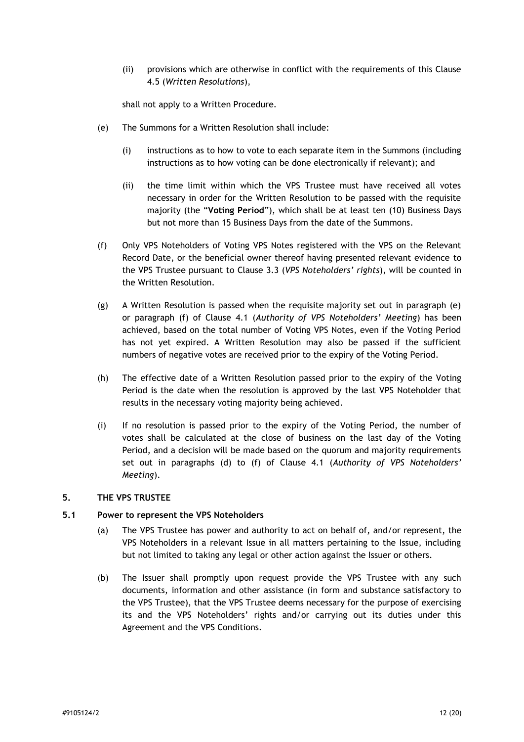(ii) provisions which are otherwise in conflict with the requirements of this Clause 4.5 (*Written Resolutions*),

shall not apply to a Written Procedure.

(e) The Summons for a Written Resolution shall include:

(i) instructions as to how to vote to each separate item in the Summons (including instructions as to how voting can be done electronically if relevant); and

(ii) the time limit within which the VPS Trustee must have received all votes necessary in order for the Written Resolution to be passed with the requisite majority (the "**Voting Period**"), which shall be at least ten (10) Business Days but not more than 15 Business Days from the date of the Summons.

(f) Only VPS Noteholders of Voting VPS Notes registered with the VPS on the Relevant Record Date, or the beneficial owner thereof having presented relevant evidence to the VPS Trustee pursuant to Clause 3.3 (*VPS Noteholders' rights*), will be counted in the Written Resolution.

(g) A Written Resolution is passed when the requisite majority set out in paragraph (e) or paragraph (f) of Clause 4.1 (*Authority of VPS Noteholders' Meeting*) has been achieved, based on the total number of Voting VPS Notes, even if the Voting Period has not yet expired. A Written Resolution may also be passed if the sufficient numbers of negative votes are received prior to the expiry of the Voting Period.

(h) The effective date of a Written Resolution passed prior to the expiry of the Voting Period is the date when the resolution is approved by the last VPS Noteholder that results in the necessary voting majority being achieved.

(i) If no resolution is passed prior to the expiry of the Voting Period, the number of votes shall be calculated at the close of business on the last day of the Voting Period, and a decision will be made based on the quorum and majority requirements set out in paragraphs (d) to (f) of Clause 4.1 (*Authority of VPS Noteholders' Meeting*).

## 5. THE VPS TRUSTEE

### 5.1 Power to represent the VPS Noteholders

(a) The VPS Trustee has power and authority to act on behalf of, and/or represent, the VPS Noteholders in a relevant Issue in all matters pertaining to the Issue, including but not limited to taking any legal or other action against the Issuer or others.

(b) The Issuer shall promptly upon request provide the VPS Trustee with any such documents, information and other assistance (in form and substance satisfactory to the VPS Trustee), that the VPS Trustee deems necessary for the purpose of exercising its and the VPS Noteholders' rights and/or carrying out its duties under this Agreement and the VPS Conditions.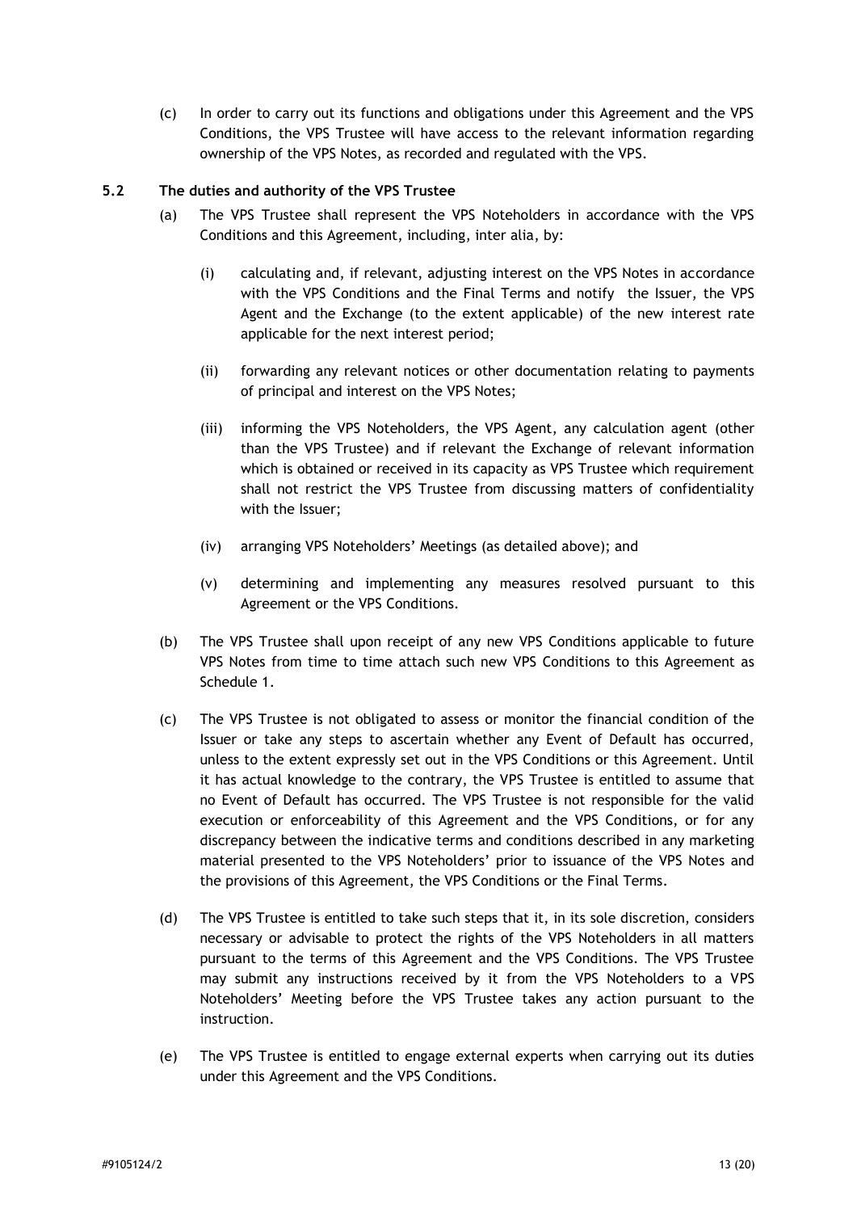(c) In order to carry out its functions and obligations under this Agreement and the VPS Conditions, the VPS Trustee will have access to the relevant information regarding ownership of the VPS Notes, as recorded and regulated with the VPS.

### 5.2 The duties and authority of the VPS Trustee

(a) The VPS Trustee shall represent the VPS Noteholders in accordance with the VPS Conditions and this Agreement, including, inter alia, by:

(i) calculating and, if relevant, adjusting interest on the VPS Notes in accordance with the VPS Conditions and the Final Terms and notify the Issuer, the VPS Agent and the Exchange (to the extent applicable) of the new interest rate applicable for the next interest period;

(ii) forwarding any relevant notices or other documentation relating to payments of principal and interest on the VPS Notes;

(iii) informing the VPS Noteholders, the VPS Agent, any calculation agent (other than the VPS Trustee) and if relevant the Exchange of relevant information which is obtained or received in its capacity as VPS Trustee which requirement shall not restrict the VPS Trustee from discussing matters of confidentiality with the Issuer;

(iv) arranging VPS Noteholders' Meetings (as detailed above); and

(v) determining and implementing any measures resolved pursuant to this Agreement or the VPS Conditions.

(b) The VPS Trustee shall upon receipt of any new VPS Conditions applicable to future VPS Notes from time to time attach such new VPS Conditions to this Agreement as Schedule 1.

(c) The VPS Trustee is not obligated to assess or monitor the financial condition of the Issuer or take any steps to ascertain whether any Event of Default has occurred, unless to the extent expressly set out in the VPS Conditions or this Agreement. Until it has actual knowledge to the contrary, the VPS Trustee is entitled to assume that no Event of Default has occurred. The VPS Trustee is not responsible for the valid execution or enforceability of this Agreement and the VPS Conditions, or for any discrepancy between the indicative terms and conditions described in any marketing material presented to the VPS Noteholders' prior to issuance of the VPS Notes and the provisions of this Agreement, the VPS Conditions or the Final Terms.

(d) The VPS Trustee is entitled to take such steps that it, in its sole discretion, considers necessary or advisable to protect the rights of the VPS Noteholders in all matters pursuant to the terms of this Agreement and the VPS Conditions. The VPS Trustee may submit any instructions received by it from the VPS Noteholders to a VPS Noteholders' Meeting before the VPS Trustee takes any action pursuant to the instruction.

(e) The VPS Trustee is entitled to engage external experts when carrying out its duties under this Agreement and the VPS Conditions.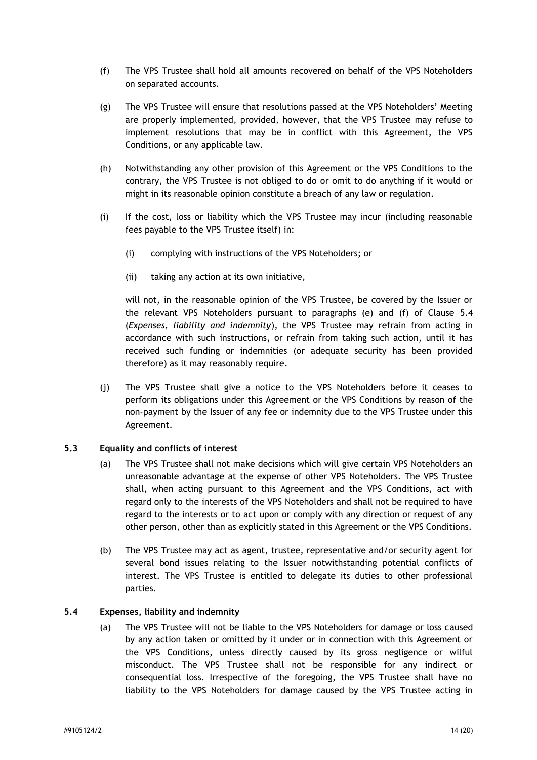(f) The VPS Trustee shall hold all amounts recovered on behalf of the VPS Noteholders on separated accounts.

(g) The VPS Trustee will ensure that resolutions passed at the VPS Noteholders' Meeting are properly implemented, provided, however, that the VPS Trustee may refuse to implement resolutions that may be in conflict with this Agreement, the VPS Conditions, or any applicable law.

(h) Notwithstanding any other provision of this Agreement or the VPS Conditions to the contrary, the VPS Trustee is not obliged to do or omit to do anything if it would or might in its reasonable opinion constitute a breach of any law or regulation.

(i) If the cost, loss or liability which the VPS Trustee may incur (including reasonable fees payable to the VPS Trustee itself) in:

   (i) complying with instructions of the VPS Noteholders; or

   (ii) taking any action at its own initiative,

   will not, in the reasonable opinion of the VPS Trustee, be covered by the Issuer or the relevant VPS Noteholders pursuant to paragraphs (e) and (f) of Clause 5.4 (*Expenses, liability and indemnity*), the VPS Trustee may refrain from acting in accordance with such instructions, or refrain from taking such action, until it has received such funding or indemnities (or adequate security has been provided therefore) as it may reasonably require.

(j) The VPS Trustee shall give a notice to the VPS Noteholders before it ceases to perform its obligations under this Agreement or the VPS Conditions by reason of the non-payment by the Issuer of any fee or indemnity due to the VPS Trustee under this Agreement.

### 5.3 Equality and conflicts of interest

(a) The VPS Trustee shall not make decisions which will give certain VPS Noteholders an unreasonable advantage at the expense of other VPS Noteholders. The VPS Trustee shall, when acting pursuant to this Agreement and the VPS Conditions, act with regard only to the interests of the VPS Noteholders and shall not be required to have regard to the interests or to act upon or comply with any direction or request of any other person, other than as explicitly stated in this Agreement or the VPS Conditions.

(b) The VPS Trustee may act as agent, trustee, representative and/or security agent for several bond issues relating to the Issuer notwithstanding potential conflicts of interest. The VPS Trustee is entitled to delegate its duties to other professional parties.

### 5.4 Expenses, liability and indemnity

(a) The VPS Trustee will not be liable to the VPS Noteholders for damage or loss caused by any action taken or omitted by it under or in connection with this Agreement or the VPS Conditions, unless directly caused by its gross negligence or wilful misconduct. The VPS Trustee shall not be responsible for any indirect or consequential loss. Irrespective of the foregoing, the VPS Trustee shall have no liability to the VPS Noteholders for damage caused by the VPS Trustee acting in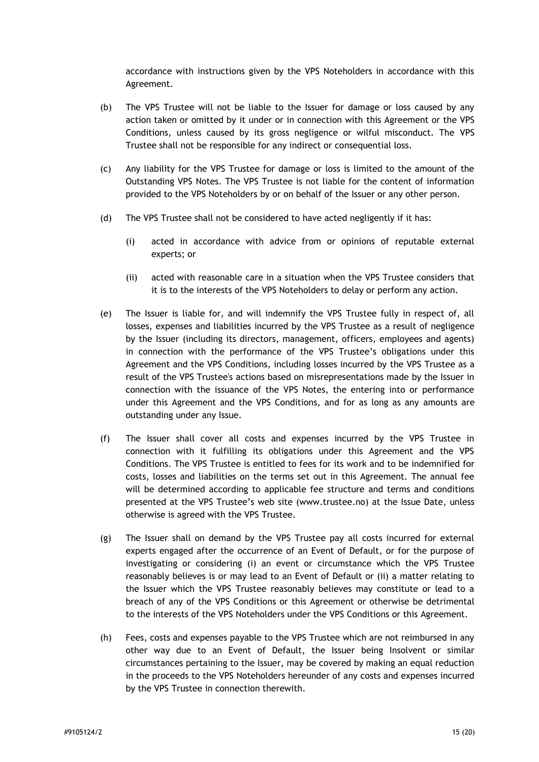accordance with instructions given by the VPS Noteholders in accordance with this Agreement.

(b) The VPS Trustee will not be liable to the Issuer for damage or loss caused by any action taken or omitted by it under or in connection with this Agreement or the VPS Conditions, unless caused by its gross negligence or wilful misconduct. The VPS Trustee shall not be responsible for any indirect or consequential loss.

(c) Any liability for the VPS Trustee for damage or loss is limited to the amount of the Outstanding VPS Notes. The VPS Trustee is not liable for the content of information provided to the VPS Noteholders by or on behalf of the Issuer or any other person.

(d) The VPS Trustee shall not be considered to have acted negligently if it has:

  (i) acted in accordance with advice from or opinions of reputable external experts; or

  (ii) acted with reasonable care in a situation when the VPS Trustee considers that it is to the interests of the VPS Noteholders to delay or perform any action.

(e) The Issuer is liable for, and will indemnify the VPS Trustee fully in respect of, all losses, expenses and liabilities incurred by the VPS Trustee as a result of negligence by the Issuer (including its directors, management, officers, employees and agents) in connection with the performance of the VPS Trustee's obligations under this Agreement and the VPS Conditions, including losses incurred by the VPS Trustee as a result of the VPS Trustee's actions based on misrepresentations made by the Issuer in connection with the issuance of the VPS Notes, the entering into or performance under this Agreement and the VPS Conditions, and for as long as any amounts are outstanding under any Issue.

(f) The Issuer shall cover all costs and expenses incurred by the VPS Trustee in connection with it fulfilling its obligations under this Agreement and the VPS Conditions. The VPS Trustee is entitled to fees for its work and to be indemnified for costs, losses and liabilities on the terms set out in this Agreement. The annual fee will be determined according to applicable fee structure and terms and conditions presented at the VPS Trustee's web site (www.trustee.no) at the Issue Date, unless otherwise is agreed with the VPS Trustee.

(g) The Issuer shall on demand by the VPS Trustee pay all costs incurred for external experts engaged after the occurrence of an Event of Default, or for the purpose of investigating or considering (i) an event or circumstance which the VPS Trustee reasonably believes is or may lead to an Event of Default or (ii) a matter relating to the Issuer which the VPS Trustee reasonably believes may constitute or lead to a breach of any of the VPS Conditions or this Agreement or otherwise be detrimental to the interests of the VPS Noteholders under the VPS Conditions or this Agreement.

(h) Fees, costs and expenses payable to the VPS Trustee which are not reimbursed in any other way due to an Event of Default, the Issuer being Insolvent or similar circumstances pertaining to the Issuer, may be covered by making an equal reduction in the proceeds to the VPS Noteholders hereunder of any costs and expenses incurred by the VPS Trustee in connection therewith.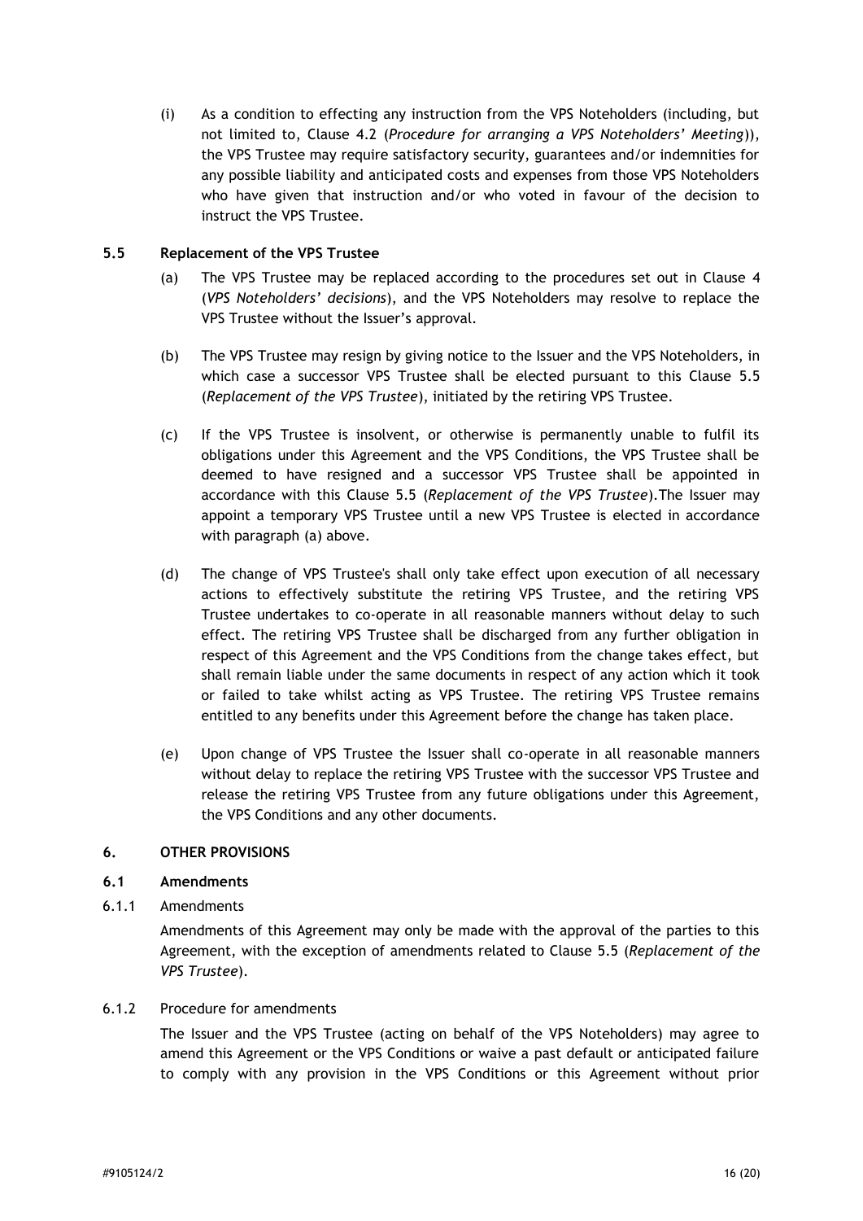(i) As a condition to effecting any instruction from the VPS Noteholders (including, but not limited to, Clause 4.2 (*Procedure for arranging a VPS Noteholders' Meeting*)), the VPS Trustee may require satisfactory security, guarantees and/or indemnities for any possible liability and anticipated costs and expenses from those VPS Noteholders who have given that instruction and/or who voted in favour of the decision to instruct the VPS Trustee.

### 5.5 Replacement of the VPS Trustee

(a) The VPS Trustee may be replaced according to the procedures set out in Clause 4 (*VPS Noteholders' decisions*), and the VPS Noteholders may resolve to replace the VPS Trustee without the Issuer's approval.

(b) The VPS Trustee may resign by giving notice to the Issuer and the VPS Noteholders, in which case a successor VPS Trustee shall be elected pursuant to this Clause 5.5 (*Replacement of the VPS Trustee*), initiated by the retiring VPS Trustee.

(c) If the VPS Trustee is insolvent, or otherwise is permanently unable to fulfil its obligations under this Agreement and the VPS Conditions, the VPS Trustee shall be deemed to have resigned and a successor VPS Trustee shall be appointed in accordance with this Clause 5.5 (*Replacement of the VPS Trustee*).The Issuer may appoint a temporary VPS Trustee until a new VPS Trustee is elected in accordance with paragraph (a) above.

(d) The change of VPS Trustee's shall only take effect upon execution of all necessary actions to effectively substitute the retiring VPS Trustee, and the retiring VPS Trustee undertakes to co-operate in all reasonable manners without delay to such effect. The retiring VPS Trustee shall be discharged from any further obligation in respect of this Agreement and the VPS Conditions from the change takes effect, but shall remain liable under the same documents in respect of any action which it took or failed to take whilst acting as VPS Trustee. The retiring VPS Trustee remains entitled to any benefits under this Agreement before the change has taken place.

(e) Upon change of VPS Trustee the Issuer shall co-operate in all reasonable manners without delay to replace the retiring VPS Trustee with the successor VPS Trustee and release the retiring VPS Trustee from any future obligations under this Agreement, the VPS Conditions and any other documents.

## 6. OTHER PROVISIONS

### 6.1 Amendments

6.1.1 Amendments

Amendments of this Agreement may only be made with the approval of the parties to this Agreement, with the exception of amendments related to Clause 5.5 (*Replacement of the VPS Trustee*).

6.1.2 Procedure for amendments

The Issuer and the VPS Trustee (acting on behalf of the VPS Noteholders) may agree to amend this Agreement or the VPS Conditions or waive a past default or anticipated failure to comply with any provision in the VPS Conditions or this Agreement without prior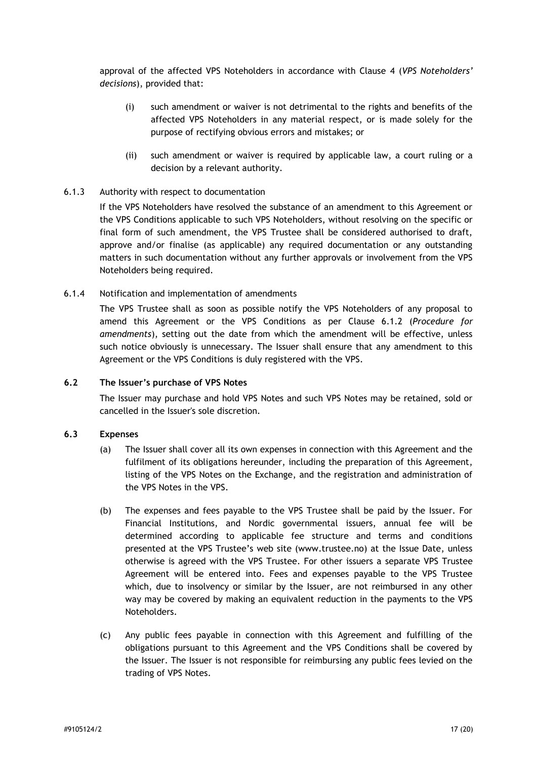approval of the affected VPS Noteholders in accordance with Clause 4 (*VPS Noteholders' decisions*), provided that:

(i) such amendment or waiver is not detrimental to the rights and benefits of the affected VPS Noteholders in any material respect, or is made solely for the purpose of rectifying obvious errors and mistakes; or

(ii) such amendment or waiver is required by applicable law, a court ruling or a decision by a relevant authority.

6.1.3 Authority with respect to documentation

If the VPS Noteholders have resolved the substance of an amendment to this Agreement or the VPS Conditions applicable to such VPS Noteholders, without resolving on the specific or final form of such amendment, the VPS Trustee shall be considered authorised to draft, approve and/or finalise (as applicable) any required documentation or any outstanding matters in such documentation without any further approvals or involvement from the VPS Noteholders being required.

6.1.4 Notification and implementation of amendments

The VPS Trustee shall as soon as possible notify the VPS Noteholders of any proposal to amend this Agreement or the VPS Conditions as per Clause 6.1.2 (*Procedure for amendments*), setting out the date from which the amendment will be effective, unless such notice obviously is unnecessary. The Issuer shall ensure that any amendment to this Agreement or the VPS Conditions is duly registered with the VPS.

### 6.2 The Issuer's purchase of VPS Notes

The Issuer may purchase and hold VPS Notes and such VPS Notes may be retained, sold or cancelled in the Issuer's sole discretion.

### 6.3 Expenses

(a) The Issuer shall cover all its own expenses in connection with this Agreement and the fulfilment of its obligations hereunder, including the preparation of this Agreement, listing of the VPS Notes on the Exchange, and the registration and administration of the VPS Notes in the VPS.

(b) The expenses and fees payable to the VPS Trustee shall be paid by the Issuer. For Financial Institutions, and Nordic governmental issuers, annual fee will be determined according to applicable fee structure and terms and conditions presented at the VPS Trustee's web site (www.trustee.no) at the Issue Date, unless otherwise is agreed with the VPS Trustee. For other issuers a separate VPS Trustee Agreement will be entered into. Fees and expenses payable to the VPS Trustee which, due to insolvency or similar by the Issuer, are not reimbursed in any other way may be covered by making an equivalent reduction in the payments to the VPS Noteholders.

(c) Any public fees payable in connection with this Agreement and fulfilling of the obligations pursuant to this Agreement and the VPS Conditions shall be covered by the Issuer. The Issuer is not responsible for reimbursing any public fees levied on the trading of VPS Notes.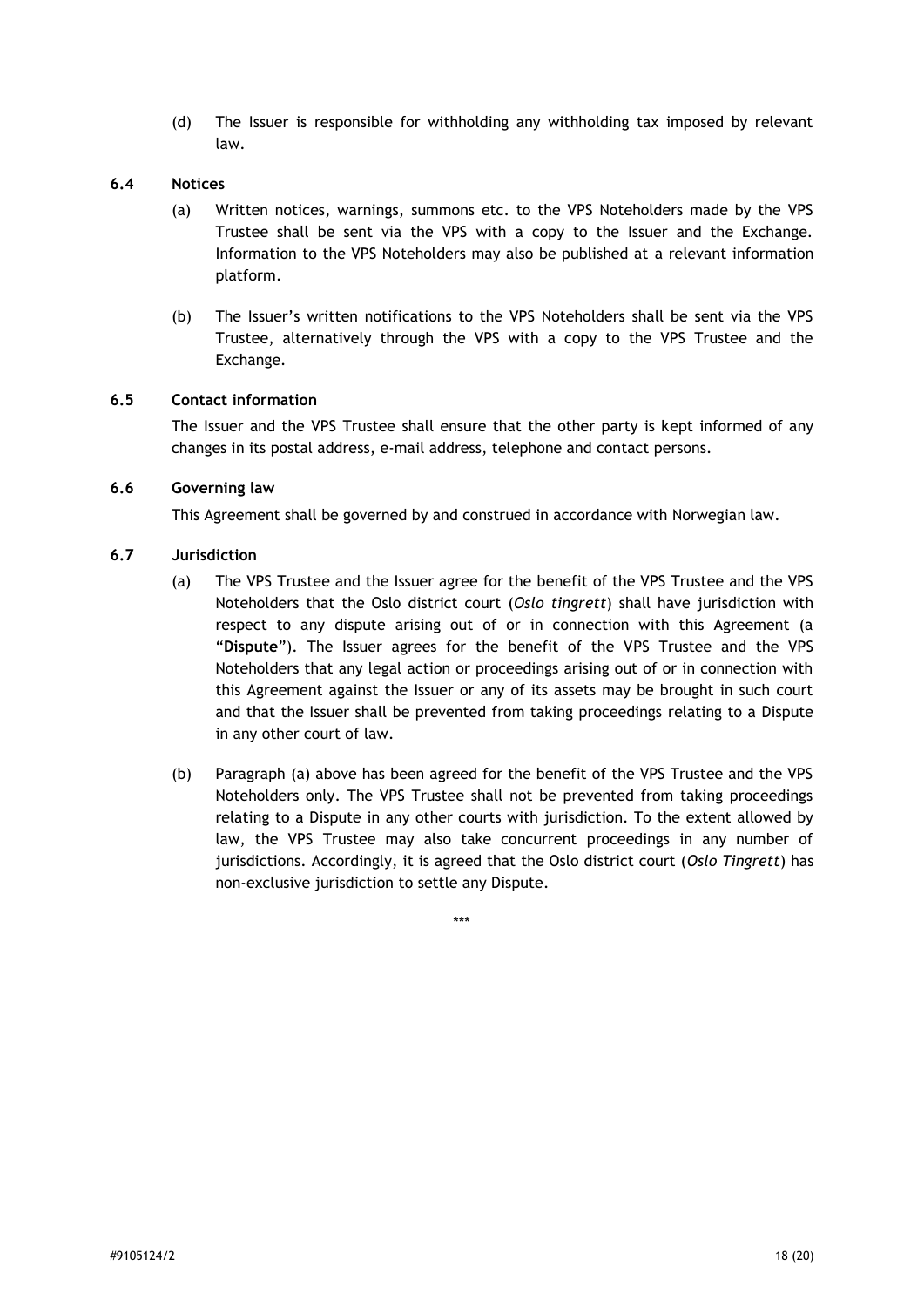(d) The Issuer is responsible for withholding any withholding tax imposed by relevant law.

### 6.4 Notices

(a) Written notices, warnings, summons etc. to the VPS Noteholders made by the VPS Trustee shall be sent via the VPS with a copy to the Issuer and the Exchange. Information to the VPS Noteholders may also be published at a relevant information platform.

(b) The Issuer's written notifications to the VPS Noteholders shall be sent via the VPS Trustee, alternatively through the VPS with a copy to the VPS Trustee and the Exchange.

### 6.5 Contact information

The Issuer and the VPS Trustee shall ensure that the other party is kept informed of any changes in its postal address, e-mail address, telephone and contact persons.

### 6.6 Governing law

This Agreement shall be governed by and construed in accordance with Norwegian law.

### 6.7 Jurisdiction

(a) The VPS Trustee and the Issuer agree for the benefit of the VPS Trustee and the VPS Noteholders that the Oslo district court (*Oslo tingrett*) shall have jurisdiction with respect to any dispute arising out of or in connection with this Agreement (a "**Dispute**"). The Issuer agrees for the benefit of the VPS Trustee and the VPS Noteholders that any legal action or proceedings arising out of or in connection with this Agreement against the Issuer or any of its assets may be brought in such court and that the Issuer shall be prevented from taking proceedings relating to a Dispute in any other court of law.

(b) Paragraph (a) above has been agreed for the benefit of the VPS Trustee and the VPS Noteholders only. The VPS Trustee shall not be prevented from taking proceedings relating to a Dispute in any other courts with jurisdiction. To the extent allowed by law, the VPS Trustee may also take concurrent proceedings in any number of jurisdictions. Accordingly, it is agreed that the Oslo district court (*Oslo Tingrett*) has non-exclusive jurisdiction to settle any Dispute.

\*\*\*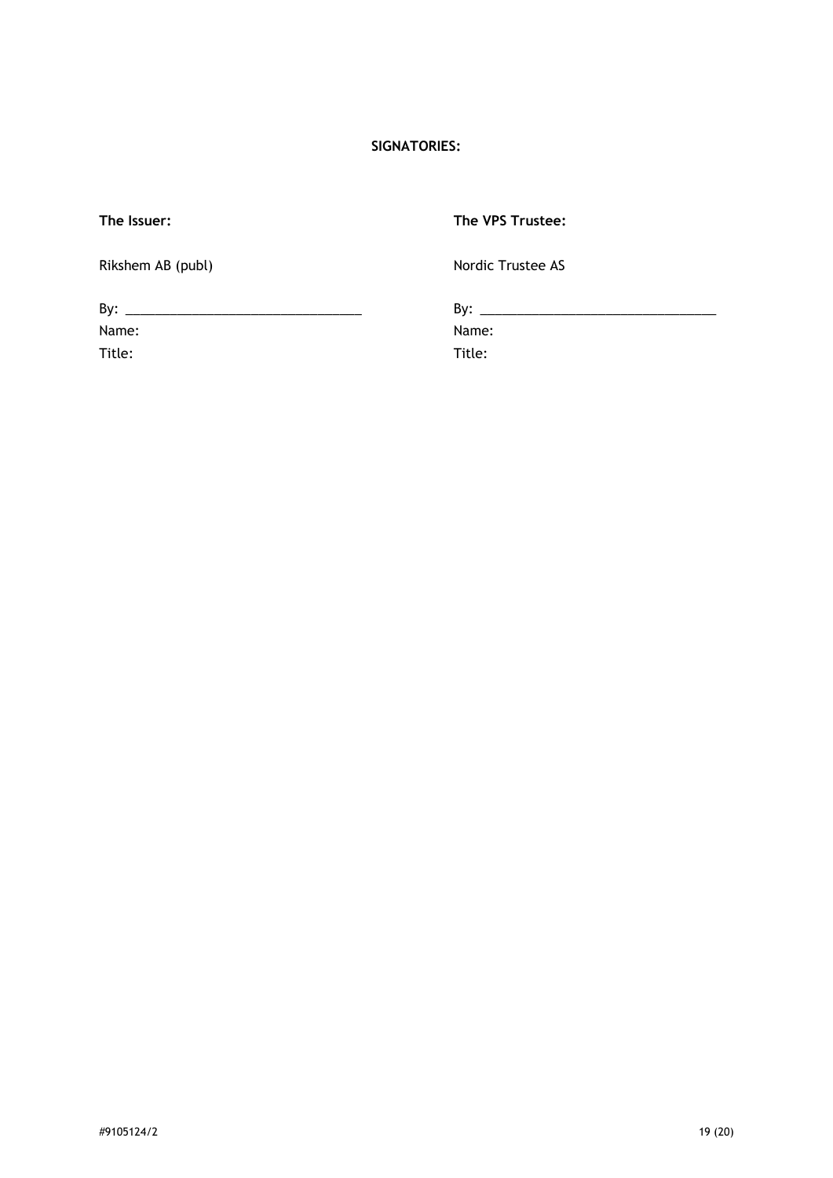**SIGNATORIES:**

**The Issuer:**

Rikshem AB (publ)

By: \_\_\_\_\_\_\_\_\_\_\_\_\_\_\_\_\_\_\_\_\_\_\_\_\_\_\_\_\_\_\_\_

Name:

Title:

**The VPS Trustee:**

Nordic Trustee AS

By: \_\_\_\_\_\_\_\_\_\_\_\_\_\_\_\_\_\_\_\_\_\_\_\_\_\_\_\_\_\_\_\_

Name:

Title:

#9105124/2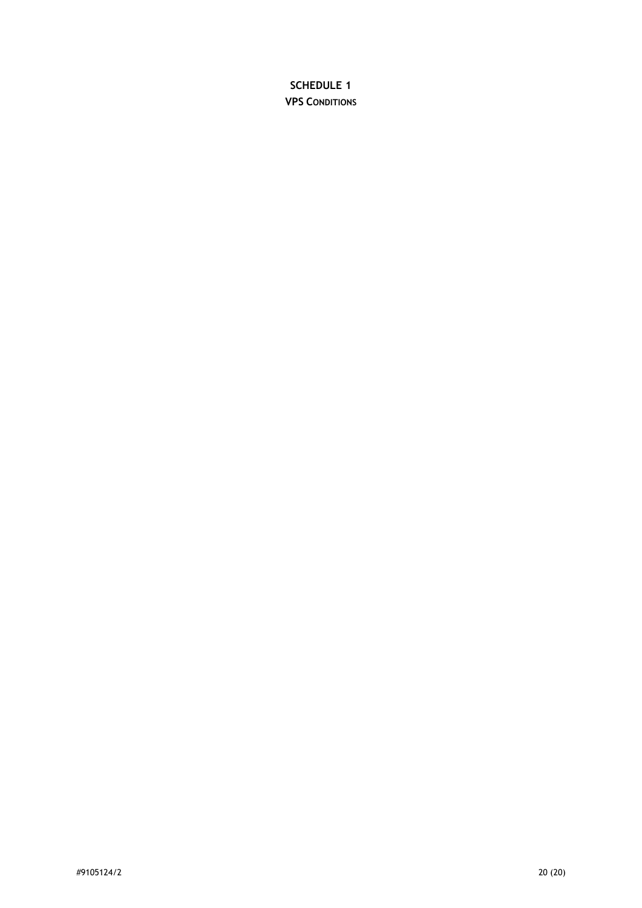# SCHEDULE 1

## VPS CONDITIONS